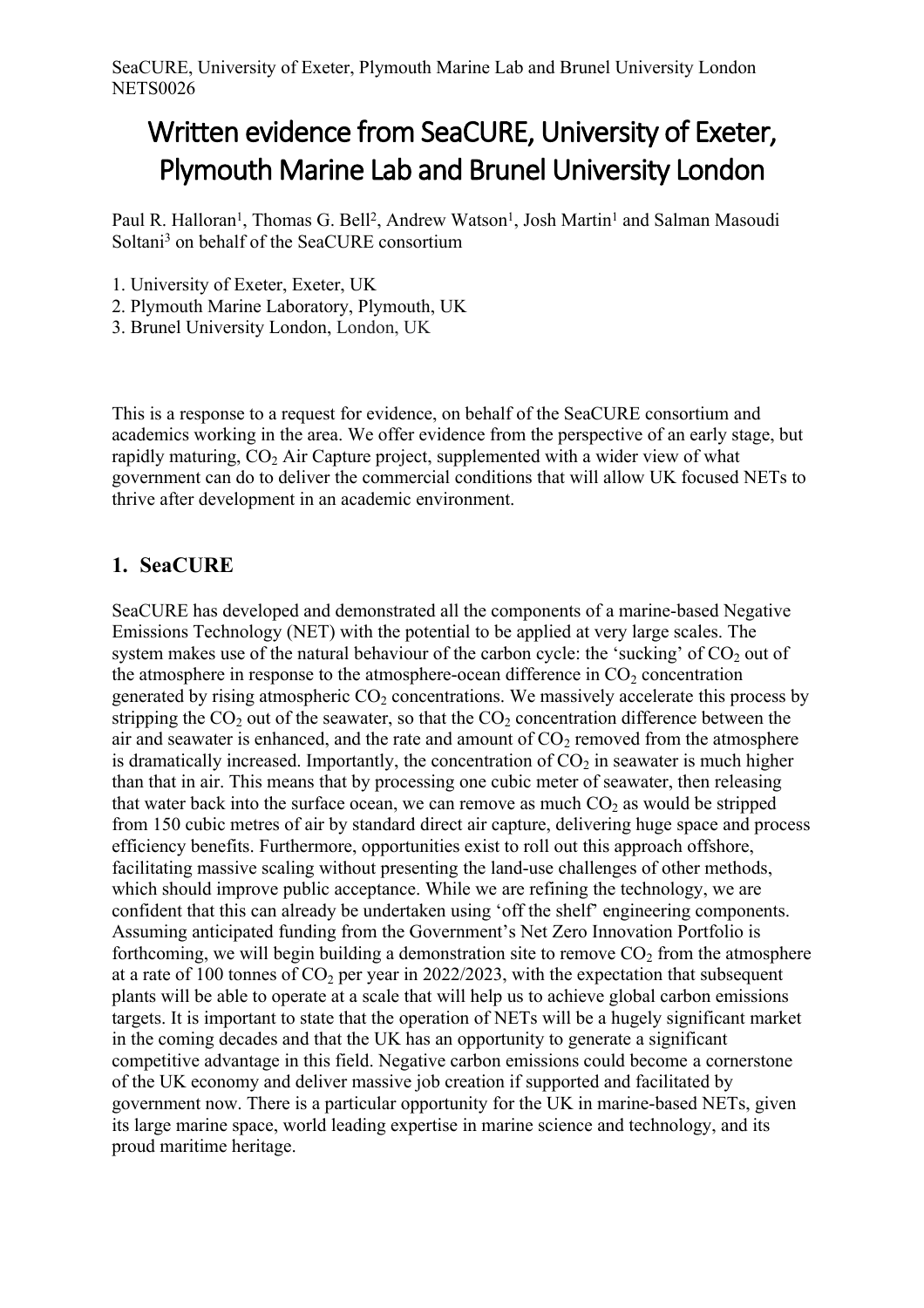# Written evidence from SeaCURE, University of Exeter, Plymouth Marine Lab and Brunel University London

Paul R. Halloran[1], Thomas G. Bell[2], Andrew Watson[1], Josh Martin[1] and Salman Masoudi Soltani[3] on behalf of the SeaCURE consortium

1. University of Exeter, Exeter, UK
2. Plymouth Marine Laboratory, Plymouth, UK
3. Brunel University London, London, UK

This is a response to a request for evidence, on behalf of the SeaCURE consortium and academics working in the area. We offer evidence from the perspective of an early stage, but rapidly maturing, $CO_2$ Air Capture project, supplemented with a wider view of what government can do to deliver the commercial conditions that will allow UK focused NETs to thrive after development in an academic environment.

## 1. SeaCURE

SeaCURE has developed and demonstrated all the components of a marine-based Negative Emissions Technology (NET) with the potential to be applied at very large scales. The system makes use of the natural behaviour of the carbon cycle: the 'sucking' of $CO_2$ out of the atmosphere in response to the atmosphere-ocean difference in $CO_2$ concentration generated by rising atmospheric $CO_2$ concentrations. We massively accelerate this process by stripping the $CO_2$ out of the seawater, so that the $CO_2$ concentration difference between the air and seawater is enhanced, and the rate and amount of $CO_2$ removed from the atmosphere is dramatically increased. Importantly, the concentration of $CO_2$ in seawater is much higher than that in air. This means that by processing one cubic meter of seawater, then releasing that water back into the surface ocean, we can remove as much $CO_2$ as would be stripped from 150 cubic metres of air by standard direct air capture, delivering huge space and process efficiency benefits. Furthermore, opportunities exist to roll out this approach offshore, facilitating massive scaling without presenting the land-use challenges of other methods, which should improve public acceptance. While we are refining the technology, we are confident that this can already be undertaken using 'off the shelf' engineering components. Assuming anticipated funding from the Government's Net Zero Innovation Portfolio is forthcoming, we will begin building a demonstration site to remove $CO_2$ from the atmosphere at a rate of 100 tonnes of $CO_2$ per year in 2022/2023, with the expectation that subsequent plants will be able to operate at a scale that will help us to achieve global carbon emissions targets. It is important to state that the operation of NETs will be a hugely significant market in the coming decades and that the UK has an opportunity to generate a significant competitive advantage in this field. Negative carbon emissions could become a cornerstone of the UK economy and deliver massive job creation if supported and facilitated by government now. There is a particular opportunity for the UK in marine-based NETs, given its large marine space, world leading expertise in marine science and technology, and its proud maritime heritage.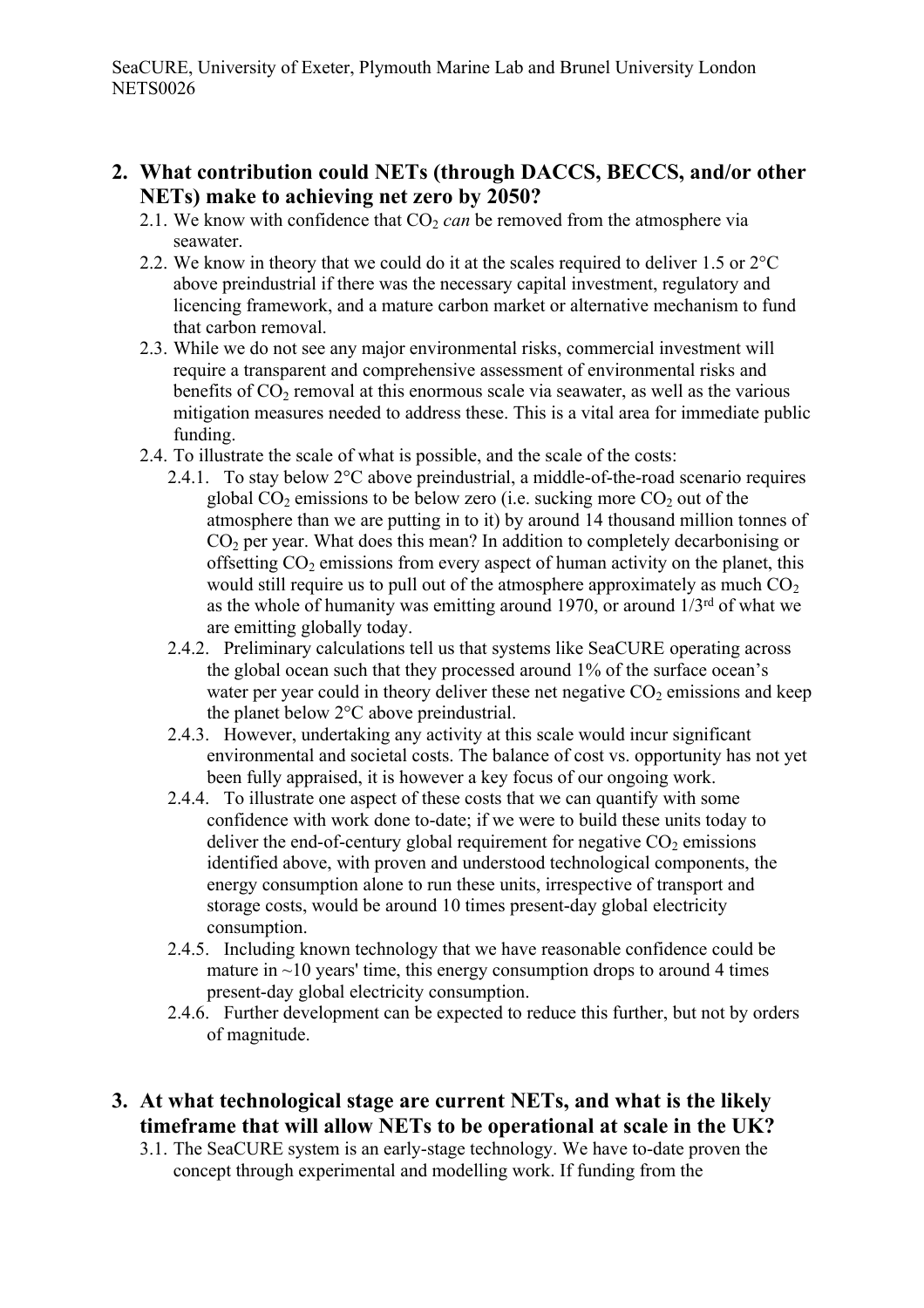## 2. What contribution could NETs (through DACCS, BECCS, and/or other NETs) make to achieving net zero by 2050?

2.1. We know with confidence that $CO_2$ *can* be removed from the atmosphere via seawater.

2.2. We know in theory that we could do it at the scales required to deliver 1.5 or 2°C above preindustrial if there was the necessary capital investment, regulatory and licencing framework, and a mature carbon market or alternative mechanism to fund that carbon removal.

2.3. While we do not see any major environmental risks, commercial investment will require a transparent and comprehensive assessment of environmental risks and benefits of $CO_2$ removal at this enormous scale via seawater, as well as the various mitigation measures needed to address these. This is a vital area for immediate public funding.

2.4. To illustrate the scale of what is possible, and the scale of the costs:

2.4.1. To stay below 2°C above preindustrial, a middle-of-the-road scenario requires global $CO_2$ emissions to be below zero (i.e. sucking more $CO_2$ out of the atmosphere than we are putting in to it) by around 14 thousand million tonnes of $CO_2$ per year. What does this mean? In addition to completely decarbonising or offsetting $CO_2$ emissions from every aspect of human activity on the planet, this would still require us to pull out of the atmosphere approximately as much $CO_2$ as the whole of humanity was emitting around 1970, or around 1/3rd of what we are emitting globally today.

2.4.2. Preliminary calculations tell us that systems like SeaCURE operating across the global ocean such that they processed around 1% of the surface ocean's water per year could in theory deliver these net negative $CO_2$ emissions and keep the planet below 2°C above preindustrial.

2.4.3. However, undertaking any activity at this scale would incur significant environmental and societal costs. The balance of cost vs. opportunity has not yet been fully appraised, it is however a key focus of our ongoing work.

2.4.4. To illustrate one aspect of these costs that we can quantify with some confidence with work done to-date; if we were to build these units today to deliver the end-of-century global requirement for negative $CO_2$ emissions identified above, with proven and understood technological components, the energy consumption alone to run these units, irrespective of transport and storage costs, would be around 10 times present-day global electricity consumption.

2.4.5. Including known technology that we have reasonable confidence could be mature in ~10 years' time, this energy consumption drops to around 4 times present-day global electricity consumption.

2.4.6. Further development can be expected to reduce this further, but not by orders of magnitude.

## 3. At what technological stage are current NETs, and what is the likely timeframe that will allow NETs to be operational at scale in the UK?

3.1. The SeaCURE system is an early-stage technology. We have to-date proven the concept through experimental and modelling work. If funding from the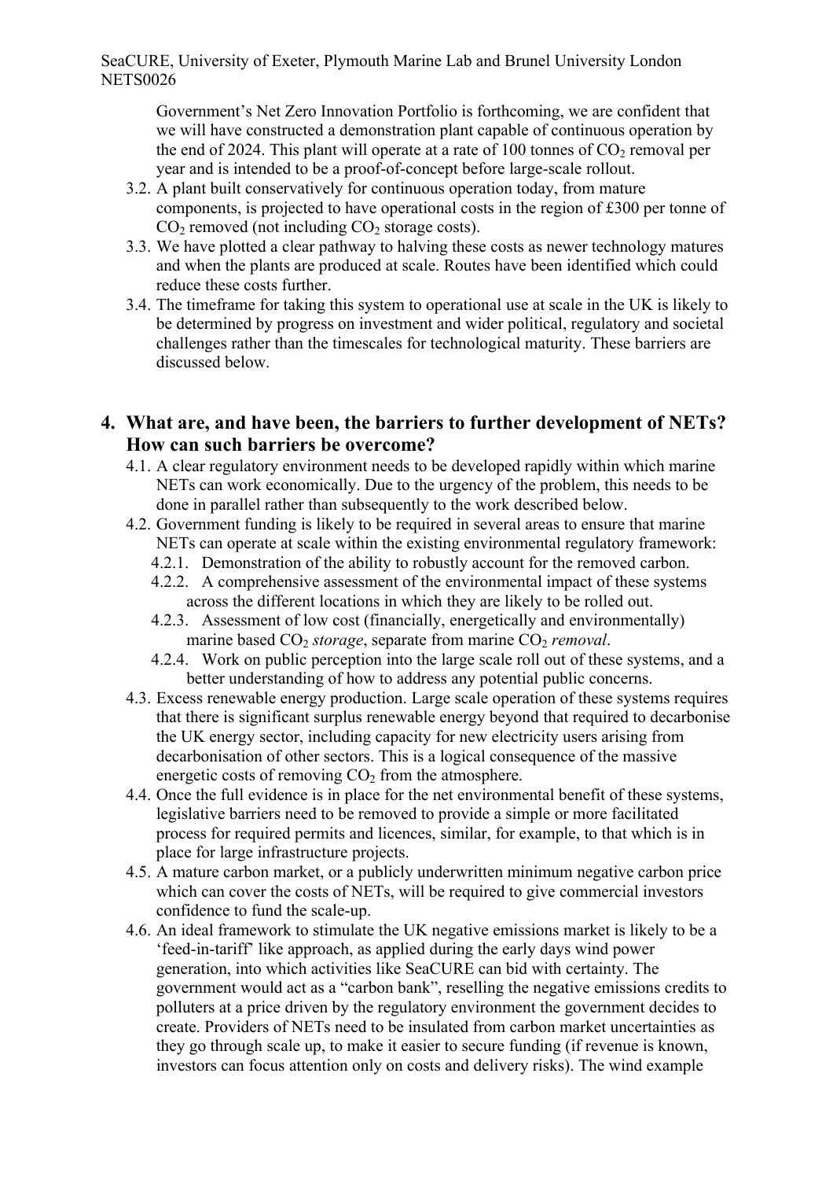Government's Net Zero Innovation Portfolio is forthcoming, we are confident that we will have constructed a demonstration plant capable of continuous operation by the end of 2024. This plant will operate at a rate of 100 tonnes of $CO_2$ removal per year and is intended to be a proof-of-concept before large-scale rollout.

3.2. A plant built conservatively for continuous operation today, from mature components, is projected to have operational costs in the region of £300 per tonne of $CO_2$ removed (not including $CO_2$ storage costs).

3.3. We have plotted a clear pathway to halving these costs as newer technology matures and when the plants are produced at scale. Routes have been identified which could reduce these costs further.

3.4. The timeframe for taking this system to operational use at scale in the UK is likely to be determined by progress on investment and wider political, regulatory and societal challenges rather than the timescales for technological maturity. These barriers are discussed below.

## 4. What are, and have been, the barriers to further development of NETs? How can such barriers be overcome?

4.1. A clear regulatory environment needs to be developed rapidly within which marine NETs can work economically. Due to the urgency of the problem, this needs to be done in parallel rather than subsequently to the work described below.

4.2. Government funding is likely to be required in several areas to ensure that marine NETs can operate at scale within the existing environmental regulatory framework:

- 4.2.1. Demonstration of the ability to robustly account for the removed carbon.
- 4.2.2. A comprehensive assessment of the environmental impact of these systems across the different locations in which they are likely to be rolled out.
- 4.2.3. Assessment of low cost (financially, energetically and environmentally) marine based $CO_2$ *storage*, separate from marine $CO_2$ *removal*.
- 4.2.4. Work on public perception into the large scale roll out of these systems, and a better understanding of how to address any potential public concerns.

4.3. Excess renewable energy production. Large scale operation of these systems requires that there is significant surplus renewable energy beyond that required to decarbonise the UK energy sector, including capacity for new electricity users arising from decarbonisation of other sectors. This is a logical consequence of the massive energetic costs of removing $CO_2$ from the atmosphere.

4.4. Once the full evidence is in place for the net environmental benefit of these systems, legislative barriers need to be removed to provide a simple or more facilitated process for required permits and licences, similar, for example, to that which is in place for large infrastructure projects.

4.5. A mature carbon market, or a publicly underwritten minimum negative carbon price which can cover the costs of NETs, will be required to give commercial investors confidence to fund the scale-up.

4.6. An ideal framework to stimulate the UK negative emissions market is likely to be a 'feed-in-tariff' like approach, as applied during the early days wind power generation, into which activities like SeaCURE can bid with certainty. The government would act as a "carbon bank", reselling the negative emissions credits to polluters at a price driven by the regulatory environment the government decides to create. Providers of NETs need to be insulated from carbon market uncertainties as they go through scale up, to make it easier to secure funding (if revenue is known, investors can focus attention only on costs and delivery risks). The wind example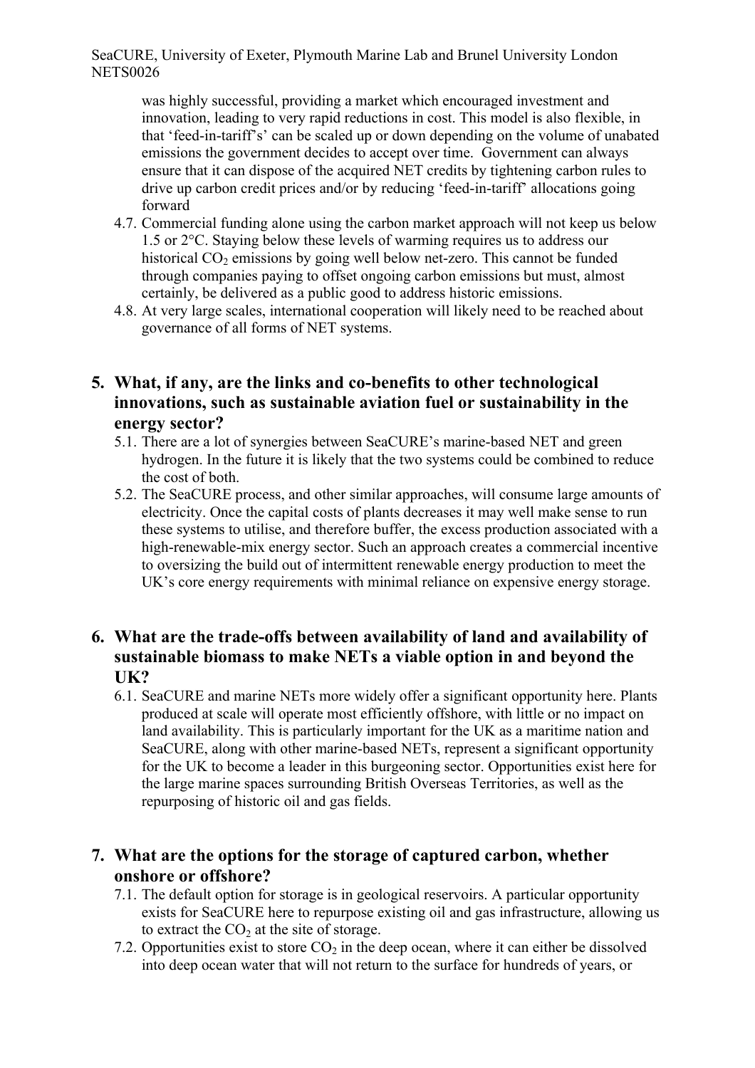was highly successful, providing a market which encouraged investment and innovation, leading to very rapid reductions in cost. This model is also flexible, in that 'feed-in-tariff's' can be scaled up or down depending on the volume of unabated emissions the government decides to accept over time. Government can always ensure that it can dispose of the acquired NET credits by tightening carbon rules to drive up carbon credit prices and/or by reducing 'feed-in-tariff' allocations going forward

4.7. Commercial funding alone using the carbon market approach will not keep us below 1.5 or 2°C. Staying below these levels of warming requires us to address our historical $CO_2$ emissions by going well below net-zero. This cannot be funded through companies paying to offset ongoing carbon emissions but must, almost certainly, be delivered as a public good to address historic emissions.

4.8. At very large scales, international cooperation will likely need to be reached about governance of all forms of NET systems.

## 5. What, if any, are the links and co-benefits to other technological innovations, such as sustainable aviation fuel or sustainability in the energy sector?

5.1. There are a lot of synergies between SeaCURE's marine-based NET and green hydrogen. In the future it is likely that the two systems could be combined to reduce the cost of both.

5.2. The SeaCURE process, and other similar approaches, will consume large amounts of electricity. Once the capital costs of plants decreases it may well make sense to run these systems to utilise, and therefore buffer, the excess production associated with a high-renewable-mix energy sector. Such an approach creates a commercial incentive to oversizing the build out of intermittent renewable energy production to meet the UK's core energy requirements with minimal reliance on expensive energy storage.

## 6. What are the trade-offs between availability of land and availability of sustainable biomass to make NETs a viable option in and beyond the UK?

6.1. SeaCURE and marine NETs more widely offer a significant opportunity here. Plants produced at scale will operate most efficiently offshore, with little or no impact on land availability. This is particularly important for the UK as a maritime nation and SeaCURE, along with other marine-based NETs, represent a significant opportunity for the UK to become a leader in this burgeoning sector. Opportunities exist here for the large marine spaces surrounding British Overseas Territories, as well as the repurposing of historic oil and gas fields.

## 7. What are the options for the storage of captured carbon, whether onshore or offshore?

7.1. The default option for storage is in geological reservoirs. A particular opportunity exists for SeaCURE here to repurpose existing oil and gas infrastructure, allowing us to extract the $CO_2$ at the site of storage.

7.2. Opportunities exist to store $CO_2$ in the deep ocean, where it can either be dissolved into deep ocean water that will not return to the surface for hundreds of years, or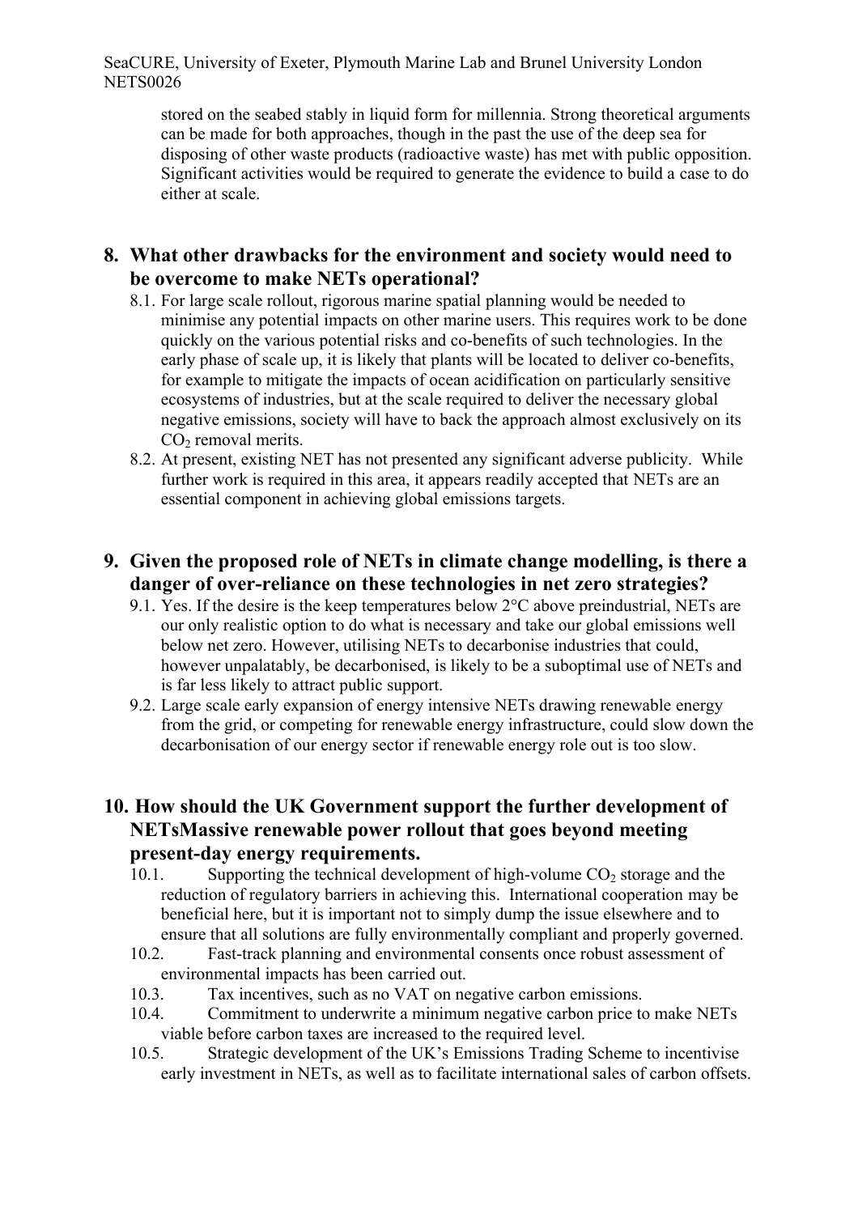stored on the seabed stably in liquid form for millennia. Strong theoretical arguments can be made for both approaches, though in the past the use of the deep sea for disposing of other waste products (radioactive waste) has met with public opposition. Significant activities would be required to generate the evidence to build a case to do either at scale.

## 8. What other drawbacks for the environment and society would need to be overcome to make NETs operational?

8.1. For large scale rollout, rigorous marine spatial planning would be needed to minimise any potential impacts on other marine users. This requires work to be done quickly on the various potential risks and co-benefits of such technologies. In the early phase of scale up, it is likely that plants will be located to deliver co-benefits, for example to mitigate the impacts of ocean acidification on particularly sensitive ecosystems of industries, but at the scale required to deliver the necessary global negative emissions, society will have to back the approach almost exclusively on its $CO_2$ removal merits.

8.2. At present, existing NET has not presented any significant adverse publicity. While further work is required in this area, it appears readily accepted that NETs are an essential component in achieving global emissions targets.

## 9. Given the proposed role of NETs in climate change modelling, is there a danger of over-reliance on these technologies in net zero strategies?

9.1. Yes. If the desire is the keep temperatures below 2°C above preindustrial, NETs are our only realistic option to do what is necessary and take our global emissions well below net zero. However, utilising NETs to decarbonise industries that could, however unpalatably, be decarbonised, is likely to be a suboptimal use of NETs and is far less likely to attract public support.

9.2. Large scale early expansion of energy intensive NETs drawing renewable energy from the grid, or competing for renewable energy infrastructure, could slow down the decarbonisation of our energy sector if renewable energy role out is too slow.

## 10. How should the UK Government support the further development of NETsMassive renewable power rollout that goes beyond meeting present-day energy requirements.

10.1. Supporting the technical development of high-volume $CO_2$ storage and the reduction of regulatory barriers in achieving this. International cooperation may be beneficial here, but it is important not to simply dump the issue elsewhere and to ensure that all solutions are fully environmentally compliant and properly governed.

10.2. Fast-track planning and environmental consents once robust assessment of environmental impacts has been carried out.

10.3. Tax incentives, such as no VAT on negative carbon emissions.

10.4. Commitment to underwrite a minimum negative carbon price to make NETs viable before carbon taxes are increased to the required level.

10.5. Strategic development of the UK's Emissions Trading Scheme to incentivise early investment in NETs, as well as to facilitate international sales of carbon offsets.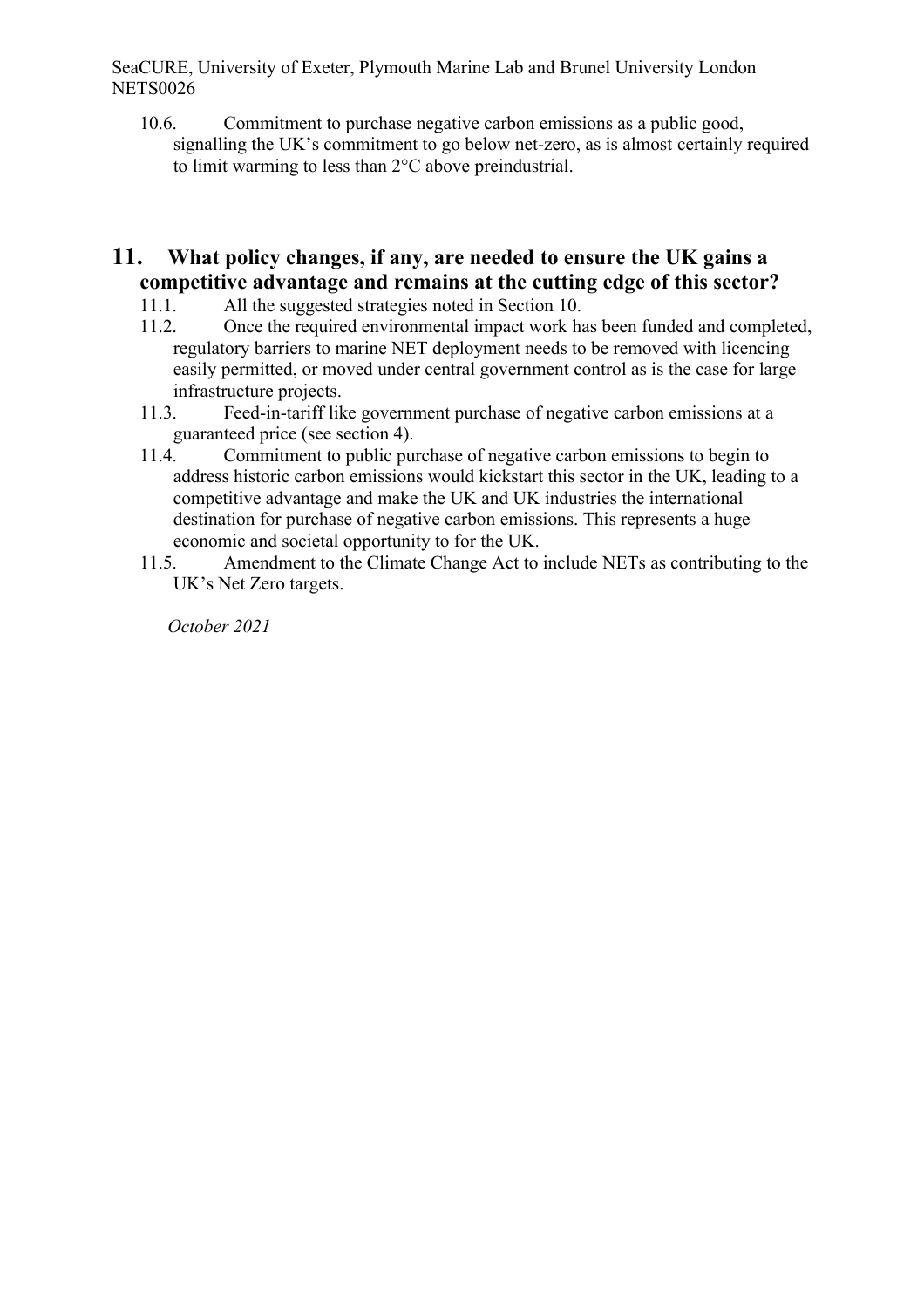10.6. Commitment to purchase negative carbon emissions as a public good, signalling the UK's commitment to go below net-zero, as is almost certainly required to limit warming to less than 2°C above preindustrial.

## 11. What policy changes, if any, are needed to ensure the UK gains a competitive advantage and remains at the cutting edge of this sector?

11.1. All the suggested strategies noted in Section 10.

11.2. Once the required environmental impact work has been funded and completed, regulatory barriers to marine NET deployment needs to be removed with licencing easily permitted, or moved under central government control as is the case for large infrastructure projects.

11.3. Feed-in-tariff like government purchase of negative carbon emissions at a guaranteed price (see section 4).

11.4. Commitment to public purchase of negative carbon emissions to begin to address historic carbon emissions would kickstart this sector in the UK, leading to a competitive advantage and make the UK and UK industries the international destination for purchase of negative carbon emissions. This represents a huge economic and societal opportunity to for the UK.

11.5. Amendment to the Climate Change Act to include NETs as contributing to the UK's Net Zero targets.

*October 2021*